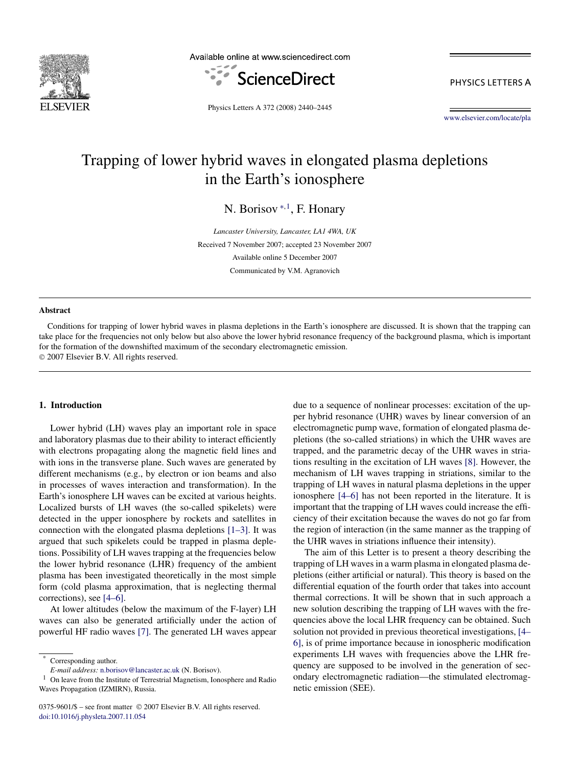# Trapping of lower hybrid waves in elongated plasma depletions in the Earth's ionosphere

N. Borisov [*,1], F. Honary

*Lancaster University, Lancaster, LA1 4WA, UK*

Received 7 November 2007; accepted 23 November 2007

Available online 5 December 2007

Communicated by V.M. Agranovich

## Abstract

Conditions for trapping of lower hybrid waves in plasma depletions in the Earth's ionosphere are discussed. It is shown that the trapping can take place for the frequencies not only below but also above the lower hybrid resonance frequency of the background plasma, which is important for the formation of the downshifted maximum of the secondary electromagnetic emission.

© 2007 Elsevier B.V. All rights reserved.

## 1. Introduction

Lower hybrid (LH) waves play an important role in space and laboratory plasmas due to their ability to interact efficiently with electrons propagating along the magnetic field lines and with ions in the transverse plane. Such waves are generated by different mechanisms (e.g., by electron or ion beams and also in processes of waves interaction and transformation). In the Earth's ionosphere LH waves can be excited at various heights. Localized bursts of LH waves (the so-called spikelets) were detected in the upper ionosphere by rockets and satellites in connection with the elongated plasma depletions [1–3]. It was argued that such spikelets could be trapped in plasma depletions. Possibility of LH waves trapping at the frequencies below the lower hybrid resonance (LHR) frequency of the ambient plasma has been investigated theoretically in the most simple form (cold plasma approximation, that is neglecting thermal corrections), see [4–6].

At lower altitudes (below the maximum of the F-layer) LH waves can also be generated artificially under the action of powerful HF radio waves [7]. The generated LH waves appear due to a sequence of nonlinear processes: excitation of the upper hybrid resonance (UHR) waves by linear conversion of an electromagnetic pump wave, formation of elongated plasma depletions (the so-called striations) in which the UHR waves are trapped, and the parametric decay of the UHR waves in striations resulting in the excitation of LH waves [8]. However, the mechanism of LH waves trapping in striations, similar to the trapping of LH waves in natural plasma depletions in the upper ionosphere [4–6] has not been reported in the literature. It is important that the trapping of LH waves could increase the efficiency of their excitation because the waves do not go far from the region of interaction (in the same manner as the trapping of the UHR waves in striations influence their intensity).

The aim of this Letter is to present a theory describing the trapping of LH waves in a warm plasma in elongated plasma depletions (either artificial or natural). This theory is based on the differential equation of the fourth order that takes into account thermal corrections. It will be shown that in such approach a new solution describing the trapping of LH waves with the frequencies above the local LHR frequency can be obtained. Such solution not provided in previous theoretical investigations, [4–6], is of prime importance because in ionospheric modification experiments LH waves with frequencies above the LHR frequency are supposed to be involved in the generation of secondary electromagnetic radiation—the stimulated electromagnetic emission (SEE).

[*] Corresponding author.
*E-mail address:* n.borisov@lancaster.ac.uk (N. Borisov).

[1] On leave from the Institute of Terrestrial Magnetism, Ionosphere and Radio Waves Propagation (IZMIRN), Russia.

0375-9601/$ – see front matter © 2007 Elsevier B.V. All rights reserved.
doi:10.1016/j.physleta.2007.11.054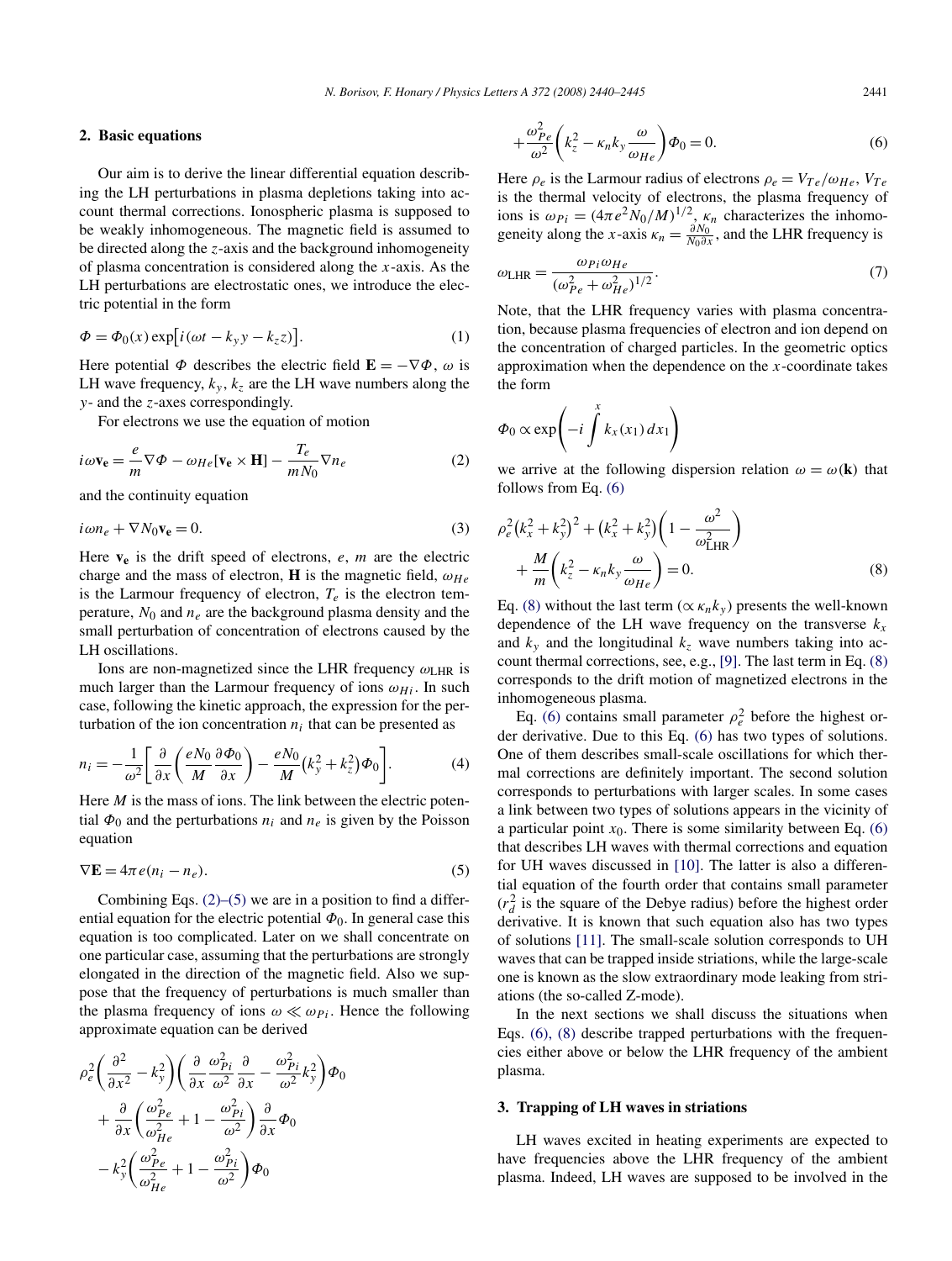## 2. Basic equations

Our aim is to derive the linear differential equation describing the LH perturbations in plasma depletions taking into account thermal corrections. Ionospheric plasma is supposed to be weakly inhomogeneous. The magnetic field is assumed to be directed along the $z$-axis and the background inhomogeneity of plasma concentration is considered along the $x$-axis. As the LH perturbations are electrostatic ones, we introduce the electric potential in the form

$$\Phi = \Phi_0(x)\exp\left[i(\omega t - k_y y - k_z z)\right]. \tag{1}$$

Here potential $\Phi$ describes the electric field $\mathbf{E} = -\nabla\Phi$, $\omega$ is LH wave frequency, $k_y$, $k_z$ are the LH wave numbers along the $y$- and the $z$-axes correspondingly.

For electrons we use the equation of motion

$$i\omega\mathbf{v_e} = \frac{e}{m}\nabla\Phi - \omega_{He}[\mathbf{v_e}\times\mathbf{H}] - \frac{T_e}{mN_0}\nabla n_e \tag{2}$$

and the continuity equation

$$i\omega n_e + \nabla N_0\mathbf{v_e} = 0. \tag{3}$$

Here $\mathbf{v_e}$ is the drift speed of electrons, $e$, $m$ are the electric charge and the mass of electron, $\mathbf{H}$ is the magnetic field, $\omega_{He}$ is the Larmour frequency of electron, $T_e$ is the electron temperature, $N_0$ and $n_e$ are the background plasma density and the small perturbation of concentration of electrons caused by the LH oscillations.

Ions are non-magnetized since the LHR frequency $\omega_{\mathrm{LHR}}$ is much larger than the Larmour frequency of ions $\omega_{Hi}$. In such case, following the kinetic approach, the expression for the perturbation of the ion concentration $n_i$ that can be presented as

$$n_i = -\frac{1}{\omega^2}\left[\frac{\partial}{\partial x}\left(\frac{eN_0}{M}\frac{\partial\Phi_0}{\partial x}\right) - \frac{eN_0}{M}\left(k_y^2 + k_z^2\right)\Phi_0\right]. \tag{4}$$

Here $M$ is the mass of ions. The link between the electric potential $\Phi_0$ and the perturbations $n_i$ and $n_e$ is given by the Poisson equation

$$\nabla\mathbf{E} = 4\pi e(n_i - n_e). \tag{5}$$

Combining Eqs. (2)–(5) we are in a position to find a differential equation for the electric potential $\Phi_0$. In general case this equation is too complicated. Later on we shall concentrate on one particular case, assuming that the perturbations are strongly elongated in the direction of the magnetic field. Also we suppose that the frequency of perturbations is much smaller than the plasma frequency of ions $\omega \ll \omega_{Pi}$. Hence the following approximate equation can be derived

$$\rho_e^2\left(\frac{\partial^2}{\partial x^2} - k_y^2\right)\left(\frac{\partial}{\partial x}\frac{\omega_{Pi}^2}{\omega^2}\frac{\partial}{\partial x} - \frac{\omega_{Pi}^2}{\omega^2}k_y^2\right)\Phi_0 + \frac{\partial}{\partial x}\left(\frac{\omega_{Pe}^2}{\omega_{He}^2} + 1 - \frac{\omega_{Pi}^2}{\omega^2}\right)\frac{\partial}{\partial x}\Phi_0 - k_y^2\left(\frac{\omega_{Pe}^2}{\omega_{He}^2} + 1 - \frac{\omega_{Pi}^2}{\omega^2}\right)\Phi_0 + \frac{\omega_{Pe}^2}{\omega^2}\left(k_z^2 - \kappa_n k_y\frac{\omega}{\omega_{He}}\right)\Phi_0 = 0. \tag{6}$$

Here $\rho_e$ is the Larmour radius of electrons $\rho_e = V_{Te}/\omega_{He}$, $V_{Te}$ is the thermal velocity of electrons, the plasma frequency of ions is $\omega_{Pi} = (4\pi e^2 N_0/M)^{1/2}$, $\kappa_n$ characterizes the inhomogeneity along the $x$-axis $\kappa_n = \frac{\partial N_0}{N_0\partial x}$, and the LHR frequency is

$$\omega_{\mathrm{LHR}} = \frac{\omega_{Pi}\omega_{He}}{(\omega_{Pe}^2 + \omega_{He}^2)^{1/2}}. \tag{7}$$

Note, that the LHR frequency varies with plasma concentration, because plasma frequencies of electron and ion depend on the concentration of charged particles. In the geometric optics approximation when the dependence on the $x$-coordinate takes the form

$$\Phi_0 \propto \exp\left(-i\int^x k_x(x_1)\,dx_1\right)$$

we arrive at the following dispersion relation $\omega = \omega(\mathbf{k})$ that follows from Eq. (6)

$$\rho_e^2\left(k_x^2 + k_y^2\right)^2 + \left(k_x^2 + k_y^2\right)\left(1 - \frac{\omega^2}{\omega_{\mathrm{LHR}}^2}\right) + \frac{M}{m}\left(k_z^2 - \kappa_n k_y\frac{\omega}{\omega_{He}}\right) = 0. \tag{8}$$

Eq. (8) without the last term ($\propto \kappa_n k_y$) presents the well-known dependence of the LH wave frequency on the transverse $k_x$ and $k_y$ and the longitudinal $k_z$ wave numbers taking into account thermal corrections, see, e.g., [9]. The last term in Eq. (8) corresponds to the drift motion of magnetized electrons in the inhomogeneous plasma.

Eq. (6) contains small parameter $\rho_e^2$ before the highest order derivative. Due to this Eq. (6) has two types of solutions. One of them describes small-scale oscillations for which thermal corrections are definitely important. The second solution corresponds to perturbations with larger scales. In some cases a link between two types of solutions appears in the vicinity of a particular point $x_0$. There is some similarity between Eq. (6) that describes LH waves with thermal corrections and equation for UH waves discussed in [10]. The latter is also a differential equation of the fourth order that contains small parameter ($r_d^2$ is the square of the Debye radius) before the highest order derivative. It is known that such equation also has two types of solutions [11]. The small-scale solution corresponds to UH waves that can be trapped inside striations, while the large-scale one is known as the slow extraordinary mode leaking from striations (the so-called Z-mode).

In the next sections we shall discuss the situations when Eqs. (6), (8) describe trapped perturbations with the frequencies either above or below the LHR frequency of the ambient plasma.

## 3. Trapping of LH waves in striations

LH waves excited in heating experiments are expected to have frequencies above the LHR frequency of the ambient plasma. Indeed, LH waves are supposed to be involved in the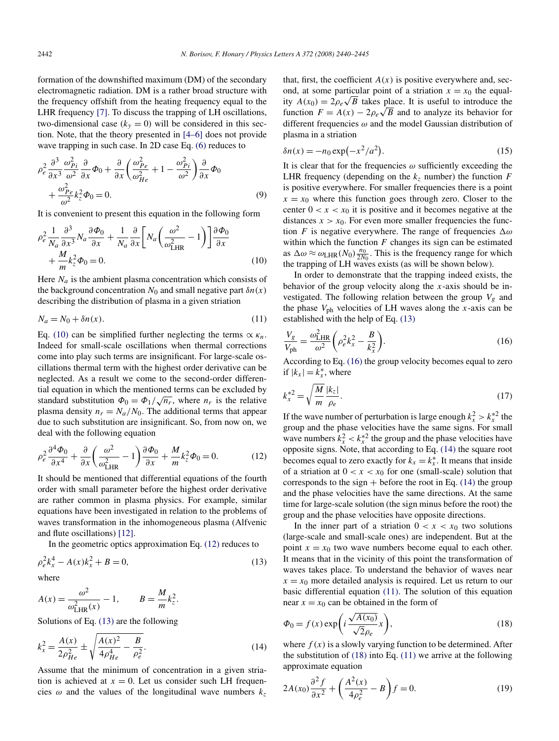formation of the downshifted maximum (DM) of the secondary electromagnetic radiation. DM is a rather broad structure with the frequency offshift from the heating frequency equal to the LHR frequency [7]. To discuss the trapping of LH oscillations, two-dimensional case ($k_y = 0$) will be considered in this section. Note, that the theory presented in [4–6] does not provide wave trapping in such case. In 2D case Eq. (6) reduces to

$$\rho_e^2 \frac{\partial^3}{\partial x^3} \frac{\omega_{Pi}^2}{\omega^2} \frac{\partial}{\partial x} \Phi_0 + \frac{\partial}{\partial x} \left( \frac{\omega_{Pe}^2}{\omega_{He}^2} + 1 - \frac{\omega_{Pi}^2}{\omega^2} \right) \frac{\partial}{\partial x} \Phi_0 + \frac{\omega_{Pe}^2}{\omega^2} k_z^2 \Phi_0 = 0. \tag{9}$$

It is convenient to present this equation in the following form

$$\rho_e^2 \frac{1}{N_a} \frac{\partial^3}{\partial x^3} N_a \frac{\partial \Phi_0}{\partial x} + \frac{1}{N_a} \frac{\partial}{\partial x} \left[ N_a \left( \frac{\omega^2}{\omega_{\mathrm{LHR}}^2} - 1 \right) \right] \frac{\partial \Phi_0}{\partial x} + \frac{M}{m} k_z^2 \Phi_0 = 0. \tag{10}$$

Here $N_a$ is the ambient plasma concentration which consists of the background concentration $N_0$ and small negative part $\delta n(x)$ describing the distribution of plasma in a given striation

$$N_a = N_0 + \delta n(x). \tag{11}$$

Eq. (10) can be simplified further neglecting the terms $\propto \kappa_n$. Indeed for small-scale oscillations when thermal corrections come into play such terms are insignificant. For large-scale oscillations thermal term with the highest order derivative can be neglected. As a result we come to the second-order differential equation in which the mentioned terms can be excluded by standard substitution $\Phi_0 = \Phi_1/\sqrt{n_r}$, where $n_r$ is the relative plasma density $n_r = N_a/N_0$. The additional terms that appear due to such substitution are insignificant. So, from now on, we deal with the following equation

$$\rho_e^2 \frac{\partial^4 \Phi_0}{\partial x^4} + \frac{\partial}{\partial x} \left( \frac{\omega^2}{\omega_{\mathrm{LHR}}^2} - 1 \right) \frac{\partial \Phi_0}{\partial x} + \frac{M}{m} k_z^2 \Phi_0 = 0. \tag{12}$$

It should be mentioned that differential equations of the fourth order with small parameter before the highest order derivative are rather common in plasma physics. For example, similar equations have been investigated in relation to the problems of waves transformation in the inhomogeneous plasma (Alfvenic and flute oscillations) [12].

In the geometric optics approximation Eq. (12) reduces to

$$\rho_e^2 k_x^4 - A(x) k_x^2 + B = 0, \tag{13}$$

where

$$A(x) = \frac{\omega^2}{\omega_{\mathrm{LHR}}^2(x)} - 1, \qquad B = \frac{M}{m} k_z^2.$$

Solutions of Eq. (13) are the following

$$k_x^2 = \frac{A(x)}{2\rho_{He}^2} \pm \sqrt{\frac{A(x)^2}{4\rho_{He}^4} - \frac{B}{\rho_e^2}}. \tag{14}$$

Assume that the minimum of concentration in a given striation is achieved at $x = 0$. Let us consider such LH frequencies $\omega$ and the values of the longitudinal wave numbers $k_z$ that, first, the coefficient $A(x)$ is positive everywhere and, second, at some particular point of a striation $x = x_0$ the equality $A(x_0) = 2\rho_e\sqrt{B}$ takes place. It is useful to introduce the function $F = A(x) - 2\rho_e\sqrt{B}$ and to analyze its behavior for different frequencies $\omega$ and the model Gaussian distribution of plasma in a striation

$$\delta n(x) = -n_0 \exp\left(-x^2/a^2\right). \tag{15}$$

It is clear that for the frequencies $\omega$ sufficiently exceeding the LHR frequency (depending on the $k_z$ number) the function $F$ is positive everywhere. For smaller frequencies there is a point $x = x_0$ where this function goes through zero. Closer to the center $0 < x < x_0$ it is positive and it becomes negative at the distances $x > x_0$. For even more smaller frequencies the function $F$ is negative everywhere. The range of frequencies $\Delta\omega$ within which the function $F$ changes its sign can be estimated as $\Delta\omega \approx \omega_{\mathrm{LHR}}(N_0)\frac{n_0}{2N_0}$. This is the frequency range for which the trapping of LH waves exists (as will be shown below).

In order to demonstrate that the trapping indeed exists, the behavior of the group velocity along the $x$-axis should be investigated. The following relation between the group $V_g$ and the phase $V_{\mathrm{ph}}$ velocities of LH waves along the $x$-axis can be established with the help of Eq. (13)

$$\frac{V_g}{V_{\mathrm{ph}}} = \frac{\omega_{\mathrm{LHR}}^2}{\omega^2} \left( \rho_e^2 k_x^2 - \frac{B}{k_x^2} \right). \tag{16}$$

According to Eq. (16) the group velocity becomes equal to zero if $|k_x| = k_x^*$, where

$$k_x^{*2} = \sqrt{\frac{M}{m}} \frac{|k_z|}{\rho_e}. \tag{17}$$

If the wave number of perturbation is large enough $k_x^2 > k_x^{*2}$ the group and the phase velocities have the same signs. For small wave numbers $k_x^2 < k_x^{*2}$ the group and the phase velocities have opposite signs. Note, that according to Eq. (14) the square root becomes equal to zero exactly for $k_x = k_x^*$. It means that inside of a striation at $0 < x < x_0$ for one (small-scale) solution that corresponds to the sign + before the root in Eq. (14) the group and the phase velocities have the same directions. At the same time for large-scale solution (the sign minus before the root) the group and the phase velocities have opposite directions.

In the inner part of a striation $0 < x < x_0$ two solutions (large-scale and small-scale ones) are independent. But at the point $x = x_0$ two wave numbers become equal to each other. It means that in the vicinity of this point the transformation of waves takes place. To understand the behavior of waves near $x = x_0$ more detailed analysis is required. Let us return to our basic differential equation (11). The solution of this equation near $x = x_0$ can be obtained in the form of

$$\Phi_0 = f(x) \exp\left( i \frac{\sqrt{A(x_0)}}{\sqrt{2}\rho_e} x \right), \tag{18}$$

where $f(x)$ is a slowly varying function to be determined. After the substitution of (18) into Eq. (11) we arrive at the following approximate equation

$$2A(x_0) \frac{\partial^2 f}{\partial x^2} + \left( \frac{A^2(x)}{4\rho_e^2} - B \right) f = 0. \tag{19}$$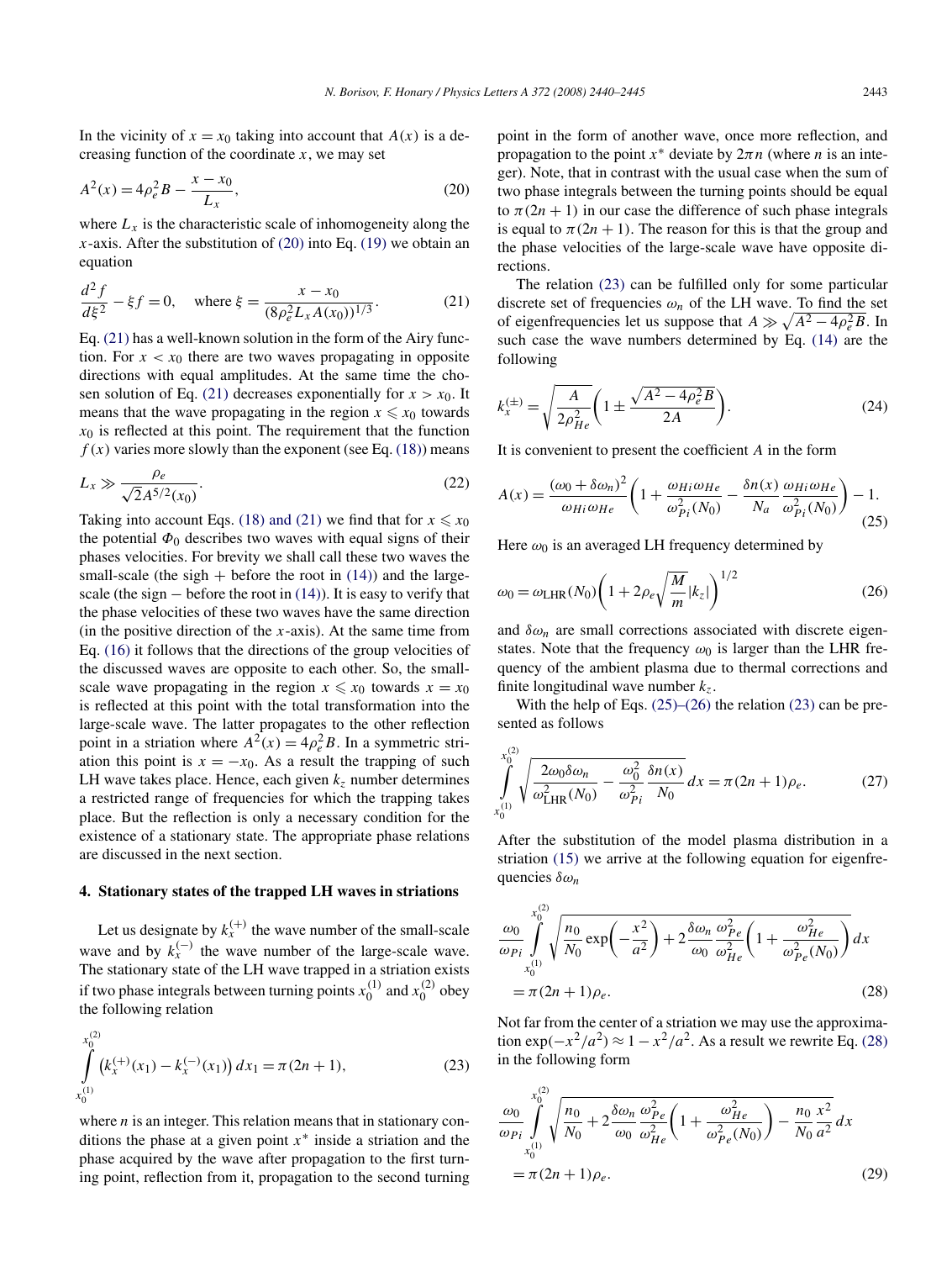In the vicinity of $x = x_0$ taking into account that $A(x)$ is a decreasing function of the coordinate $x$, we may set

$$A^2(x) = 4\rho_e^2 B - \frac{x - x_0}{L_x}, \tag{20}$$

where $L_x$ is the characteristic scale of inhomogeneity along the $x$-axis. After the substitution of (20) into Eq. (19) we obtain an equation

$$\frac{d^2 f}{d\xi^2} - \xi f = 0, \quad \text{where } \xi = \frac{x - x_0}{(8\rho_e^2 L_x A(x_0))^{1/3}}. \tag{21}$$

Eq. (21) has a well-known solution in the form of the Airy function. For $x < x_0$ there are two waves propagating in opposite directions with equal amplitudes. At the same time the chosen solution of Eq. (21) decreases exponentially for $x > x_0$. It means that the wave propagating in the region $x \leqslant x_0$ towards $x_0$ is reflected at this point. The requirement that the function $f(x)$ varies more slowly than the exponent (see Eq. (18)) means

$$L_x \gg \frac{\rho_e}{\sqrt{2} A^{5/2}(x_0)}. \tag{22}$$

Taking into account Eqs. (18) and (21) we find that for $x \leqslant x_0$ the potential $\Phi_0$ describes two waves with equal signs of their phases velocities. For brevity we shall call these two waves the small-scale (the sigh + before the root in (14)) and the large-scale (the sign − before the root in (14)). It is easy to verify that the phase velocities of these two waves have the same direction (in the positive direction of the $x$-axis). At the same time from Eq. (16) it follows that the directions of the group velocities of the discussed waves are opposite to each other. So, the small-scale wave propagating in the region $x \leqslant x_0$ towards $x = x_0$ is reflected at this point with the total transformation into the large-scale wave. The latter propagates to the other reflection point in a striation where $A^2(x) = 4\rho_e^2 B$. In a symmetric striation this point is $x = -x_0$. As a result the trapping of such LH wave takes place. Hence, each given $k_z$ number determines a restricted range of frequencies for which the trapping takes place. But the reflection is only a necessary condition for the existence of a stationary state. The appropriate phase relations are discussed in the next section.

## 4. Stationary states of the trapped LH waves in striations

Let us designate by $k_x^{(+)}$ the wave number of the small-scale wave and by $k_x^{(-)}$ the wave number of the large-scale wave. The stationary state of the LH wave trapped in a striation exists if two phase integrals between turning points $x_0^{(1)}$ and $x_0^{(2)}$ obey the following relation

$$\int_{x_0^{(1)}}^{x_0^{(2)}} \left(k_x^{(+)}(x_1) - k_x^{(-)}(x_1)\right) dx_1 = \pi(2n+1), \tag{23}$$

where $n$ is an integer. This relation means that in stationary conditions the phase at a given point $x^*$ inside a striation and the phase acquired by the wave after propagation to the first turning point, reflection from it, propagation to the second turning point in the form of another wave, once more reflection, and propagation to the point $x^*$ deviate by $2\pi n$ (where $n$ is an integer). Note, that in contrast with the usual case when the sum of two phase integrals between the turning points should be equal to $\pi(2n+1)$ in our case the difference of such phase integrals is equal to $\pi(2n+1)$. The reason for this is that the group and the phase velocities of the large-scale wave have opposite directions.

The relation (23) can be fulfilled only for some particular discrete set of frequencies $\omega_n$ of the LH wave. To find the set of eigenfrequencies let us suppose that $A \gg \sqrt{A^2 - 4\rho_e^2 B}$. In such case the wave numbers determined by Eq. (14) are the following

$$k_x^{(\pm)} = \sqrt{\frac{A}{2\rho_{He}^2}} \left(1 \pm \frac{\sqrt{A^2 - 4\rho_e^2 B}}{2A}\right). \tag{24}$$

It is convenient to present the coefficient $A$ in the form

$$A(x) = \frac{(\omega_0 + \delta\omega_n)^2}{\omega_{Hi}\omega_{He}} \left(1 + \frac{\omega_{Hi}\omega_{He}}{\omega_{Pi}^2(N_0)} - \frac{\delta n(x)}{N_a} \frac{\omega_{Hi}\omega_{He}}{\omega_{Pi}^2(N_0)}\right) - 1. \tag{25}$$

Here $\omega_0$ is an averaged LH frequency determined by

$$\omega_0 = \omega_{\text{LHR}}(N_0) \left(1 + 2\rho_e \sqrt{\frac{M}{m}} |k_z|\right)^{1/2} \tag{26}$$

and $\delta\omega_n$ are small corrections associated with discrete eigenstates. Note that the frequency $\omega_0$ is larger than the LHR frequency of the ambient plasma due to thermal corrections and finite longitudinal wave number $k_z$.

With the help of Eqs. (25)–(26) the relation (23) can be presented as follows

$$\int_{x_0^{(1)}}^{x_0^{(2)}} \sqrt{\frac{2\omega_0 \delta\omega_n}{\omega_{\text{LHR}}^2(N_0)} - \frac{\omega_0^2}{\omega_{Pi}^2} \frac{\delta n(x)}{N_0}}\, dx = \pi(2n+1)\rho_e. \tag{27}$$

After the substitution of the model plasma distribution in a striation (15) we arrive at the following equation for eigenfrequencies $\delta\omega_n$

$$\frac{\omega_0}{\omega_{Pi}} \int_{x_0^{(1)}}^{x_0^{(2)}} \sqrt{\frac{n_0}{N_0} \exp\left(-\frac{x^2}{a^2}\right) + 2\frac{\delta\omega_n}{\omega_0} \frac{\omega_{Pe}^2}{\omega_{He}^2} \left(1 + \frac{\omega_{He}^2}{\omega_{Pe}^2(N_0)}\right)}\, dx$$
$$= \pi(2n+1)\rho_e. \tag{28}$$

Not far from the center of a striation we may use the approximation $\exp(-x^2/a^2) \approx 1 - x^2/a^2$. As a result we rewrite Eq. (28) in the following form

$$\frac{\omega_0}{\omega_{Pi}} \int_{x_0^{(1)}}^{x_0^{(2)}} \sqrt{\frac{n_0}{N_0} + 2\frac{\delta\omega_n}{\omega_0} \frac{\omega_{Pe}^2}{\omega_{He}^2} \left(1 + \frac{\omega_{He}^2}{\omega_{Pe}^2(N_0)}\right) - \frac{n_0}{N_0} \frac{x^2}{a^2}}\, dx$$
$$= \pi(2n+1)\rho_e. \tag{29}$$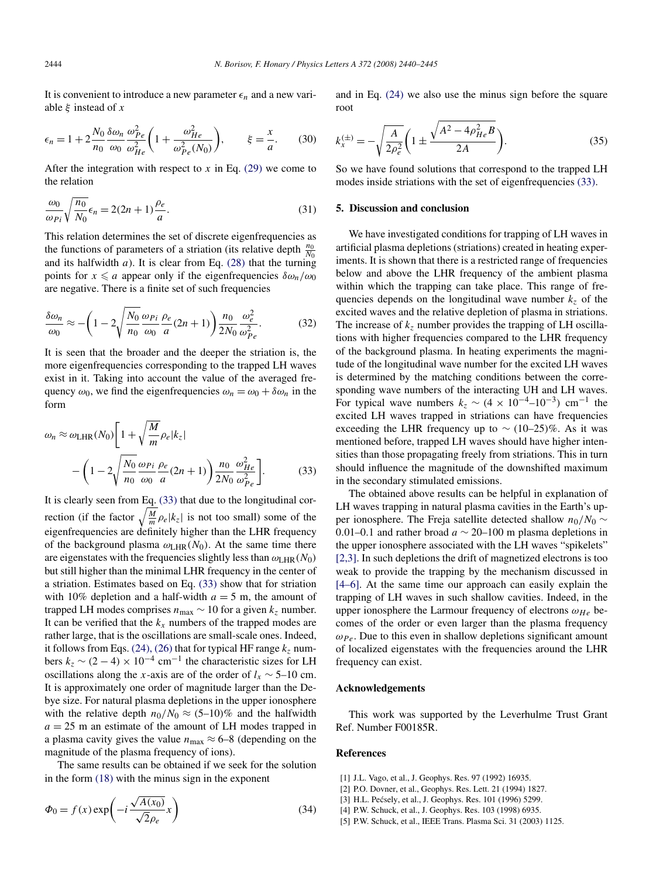It is convenient to introduce a new parameter $\epsilon_n$ and a new variable $\xi$ instead of $x$

$$\epsilon_n = 1 + 2\frac{N_0}{n_0}\frac{\delta\omega_n}{\omega_0}\frac{\omega_{Pe}^2}{\omega_{He}^2}\left(1 + \frac{\omega_{He}^2}{\omega_{Pe}^2(N_0)}\right), \qquad \xi = \frac{x}{a}. \tag{30}$$

After the integration with respect to $x$ in Eq. (29) we come to the relation

$$\frac{\omega_0}{\omega_{Pi}}\sqrt{\frac{n_0}{N_0}}\epsilon_n = 2(2n+1)\frac{\rho_e}{a}. \tag{31}$$

This relation determines the set of discrete eigenfrequencies as the functions of parameters of a striation (its relative depth $\frac{n_0}{N_0}$ and its halfwidth $a$). It is clear from Eq. (28) that the turning points for $x \leqslant a$ appear only if the eigenfrequencies $\delta\omega_n/\omega_0$ are negative. There is a finite set of such frequencies

$$\frac{\delta\omega_n}{\omega_0} \approx -\left(1 - 2\sqrt{\frac{N_0}{n_0}}\frac{\omega_{Pi}}{\omega_0}\frac{\rho_e}{a}(2n+1)\right)\frac{n_0}{2N_0}\frac{\omega_e^2}{\omega_{Pe}^2}. \tag{32}$$

It is seen that the broader and the deeper the striation is, the more eigenfrequencies corresponding to the trapped LH waves exist in it. Taking into account the value of the averaged frequency $\omega_0$, we find the eigenfrequencies $\omega_n = \omega_0 + \delta\omega_n$ in the form

$$\omega_n \approx \omega_{\text{LHR}}(N_0)\left[1 + \sqrt{\frac{M}{m}}\rho_e|k_z| - \left(1 - 2\sqrt{\frac{N_0}{n_0}}\frac{\omega_{Pi}}{\omega_0}\frac{\rho_e}{a}(2n+1)\right)\frac{n_0}{2N_0}\frac{\omega_{He}^2}{\omega_{Pe}^2}\right]. \tag{33}$$

It is clearly seen from Eq. (33) that due to the longitudinal correction (if the factor $\sqrt{\frac{M}{m}}\rho_e|k_z|$ is not too small) some of the eigenfrequencies are definitely higher than the LHR frequency of the background plasma $\omega_{\text{LHR}}(N_0)$. At the same time there are eigenstates with the frequencies slightly less than $\omega_{\text{LHR}}(N_0)$ but still higher than the minimal LHR frequency in the center of a striation. Estimates based on Eq. (33) show that for striation with 10% depletion and a half-width $a = 5$ m, the amount of trapped LH modes comprises $n_{\max} \sim 10$ for a given $k_z$ number. It can be verified that the $k_x$ numbers of the trapped modes are rather large, that is the oscillations are small-scale ones. Indeed, it follows from Eqs. (24), (26) that for typical HF range $k_z$ numbers $k_z \sim (2-4) \times 10^{-4}$ cm$^{-1}$ the characteristic sizes for LH oscillations along the $x$-axis are of the order of $l_x \sim 5$–10 cm. It is approximately one order of magnitude larger than the Debye size. For natural plasma depletions in the upper ionosphere with the relative depth $n_0/N_0 \approx (5$–$10)\%$ and the halfwidth $a = 25$ m an estimate of the amount of LH modes trapped in a plasma cavity gives the value $n_{\max} \approx 6$–8 (depending on the magnitude of the plasma frequency of ions).

The same results can be obtained if we seek for the solution in the form (18) with the minus sign in the exponent

$$\Phi_0 = f(x)\exp\left(-i\frac{\sqrt{A(x_0)}}{\sqrt{2}\rho_e}x\right) \tag{34}$$

and in Eq. (24) we also use the minus sign before the square root

$$k_x^{(\pm)} = -\sqrt{\frac{A}{2\rho_e^2}}\left(1 \pm \frac{\sqrt{A^2 - 4\rho_{He}^2 B}}{2A}\right). \tag{35}$$

So we have found solutions that correspond to the trapped LH modes inside striations with the set of eigenfrequencies (33).

## 5. Discussion and conclusion

We have investigated conditions for trapping of LH waves in artificial plasma depletions (striations) created in heating experiments. It is shown that there is a restricted range of frequencies below and above the LHR frequency of the ambient plasma within which the trapping can take place. This range of frequencies depends on the longitudinal wave number $k_z$ of the excited waves and the relative depletion of plasma in striations. The increase of $k_z$ number provides the trapping of LH oscillations with higher frequencies compared to the LHR frequency of the background plasma. In heating experiments the magnitude of the longitudinal wave number for the excited LH waves is determined by the matching conditions between the corresponding wave numbers of the interacting UH and LH waves. For typical wave numbers $k_z \sim (4 \times 10^{-4}$–$10^{-3})$ cm$^{-1}$ the excited LH waves trapped in striations can have frequencies exceeding the LHR frequency up to $\sim (10$–$25)\%$. As it was mentioned before, trapped LH waves should have higher intensities than those propagating freely from striations. This in turn should influence the magnitude of the downshifted maximum in the secondary stimulated emissions.

The obtained above results can be helpful in explanation of LH waves trapping in natural plasma cavities in the Earth's upper ionosphere. The Freja satellite detected shallow $n_0/N_0 \sim 0.01$–0.1 and rather broad $a \sim 20$–100 m plasma depletions in the upper ionosphere associated with the LH waves "spikelets" [2,3]. In such depletions the drift of magnetized electrons is too weak to provide the trapping by the mechanism discussed in [4–6]. At the same time our approach can easily explain the trapping of LH waves in such shallow cavities. Indeed, in the upper ionosphere the Larmour frequency of electrons $\omega_{He}$ becomes of the order or even larger than the plasma frequency $\omega_{Pe}$. Due to this even in shallow depletions significant amount of localized eigenstates with the frequencies around the LHR frequency can exist.

## Acknowledgements

This work was supported by the Leverhulme Trust Grant Ref. Number F00185R.

## References

[1] J.L. Vago, et al., J. Geophys. Res. 97 (1992) 16935.
[2] P.O. Dovner, et al., Geophys. Res. Lett. 21 (1994) 1827.
[3] H.L. Pećsely, et al., J. Geophys. Res. 101 (1996) 5299.
[4] P.W. Schuck, et al., J. Geophys. Res. 103 (1998) 6935.
[5] P.W. Schuck, et al., IEEE Trans. Plasma Sci. 31 (2003) 1125.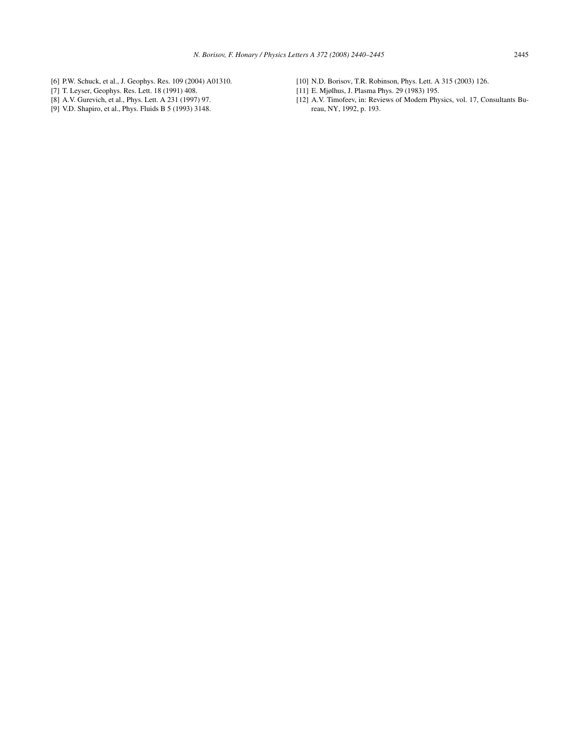[6] P.W. Schuck, et al., J. Geophys. Res. 109 (2004) A01310.
[7] T. Leyser, Geophys. Res. Lett. 18 (1991) 408.
[8] A.V. Gurevich, et al., Phys. Lett. A 231 (1997) 97.
[9] V.D. Shapiro, et al., Phys. Fluids B 5 (1993) 3148.
[10] N.D. Borisov, T.R. Robinson, Phys. Lett. A 315 (2003) 126.
[11] E. Mjølhus, J. Plasma Phys. 29 (1983) 195.
[12] A.V. Timofeev, in: Reviews of Modern Physics, vol. 17, Consultants Bureau, NY, 1992, p. 193.